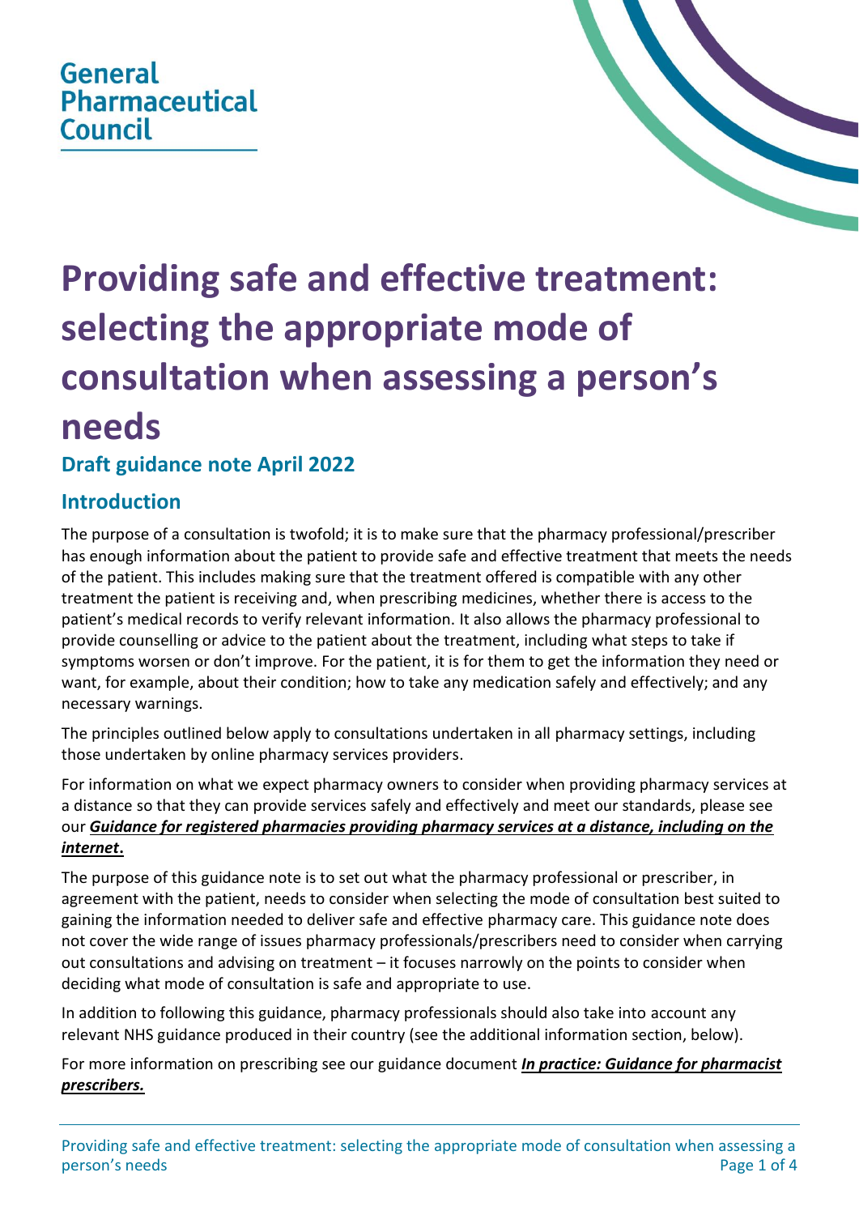General Pharmaceutical Council

# Providing safe and effective treatment: selecting the appropriate mode of consultation when assessing a person's needs

### Draft guidance note April 2022

## Introduction

The purpose of a consultation is twofold; it is to make sure that the pharmacy professional/prescriber has enough information about the patient to provide safe and effective treatment that meets the needs of the patient. This includes making sure that the treatment offered is compatible with any other treatment the patient is receiving and, when prescribing medicines, whether there is access to the patient's medical records to verify relevant information. It also allows the pharmacy professional to provide counselling or advice to the patient about the treatment, including what steps to take if symptoms worsen or don't improve. For the patient, it is for them to get the information they need or want, for example, about their condition; how to take any medication safely and effectively; and any necessary warnings.

The principles outlined below apply to consultations undertaken in all pharmacy settings, including those undertaken by online pharmacy services providers.

For information on what we expect pharmacy owners to consider when providing pharmacy services at a distance so that they can provide services safely and effectively and meet our standards, please see our ***Guidance for registered pharmacies providing pharmacy services at a distance, including on the internet*.**

The purpose of this guidance note is to set out what the pharmacy professional or prescriber, in agreement with the patient, needs to consider when selecting the mode of consultation best suited to gaining the information needed to deliver safe and effective pharmacy care. This guidance note does not cover the wide range of issues pharmacy professionals/prescribers need to consider when carrying out consultations and advising on treatment – it focuses narrowly on the points to consider when deciding what mode of consultation is safe and appropriate to use.

In addition to following this guidance, pharmacy professionals should also take into account any relevant NHS guidance produced in their country (see the additional information section, below).

For more information on prescribing see our guidance document ***In practice: Guidance for pharmacist prescribers.***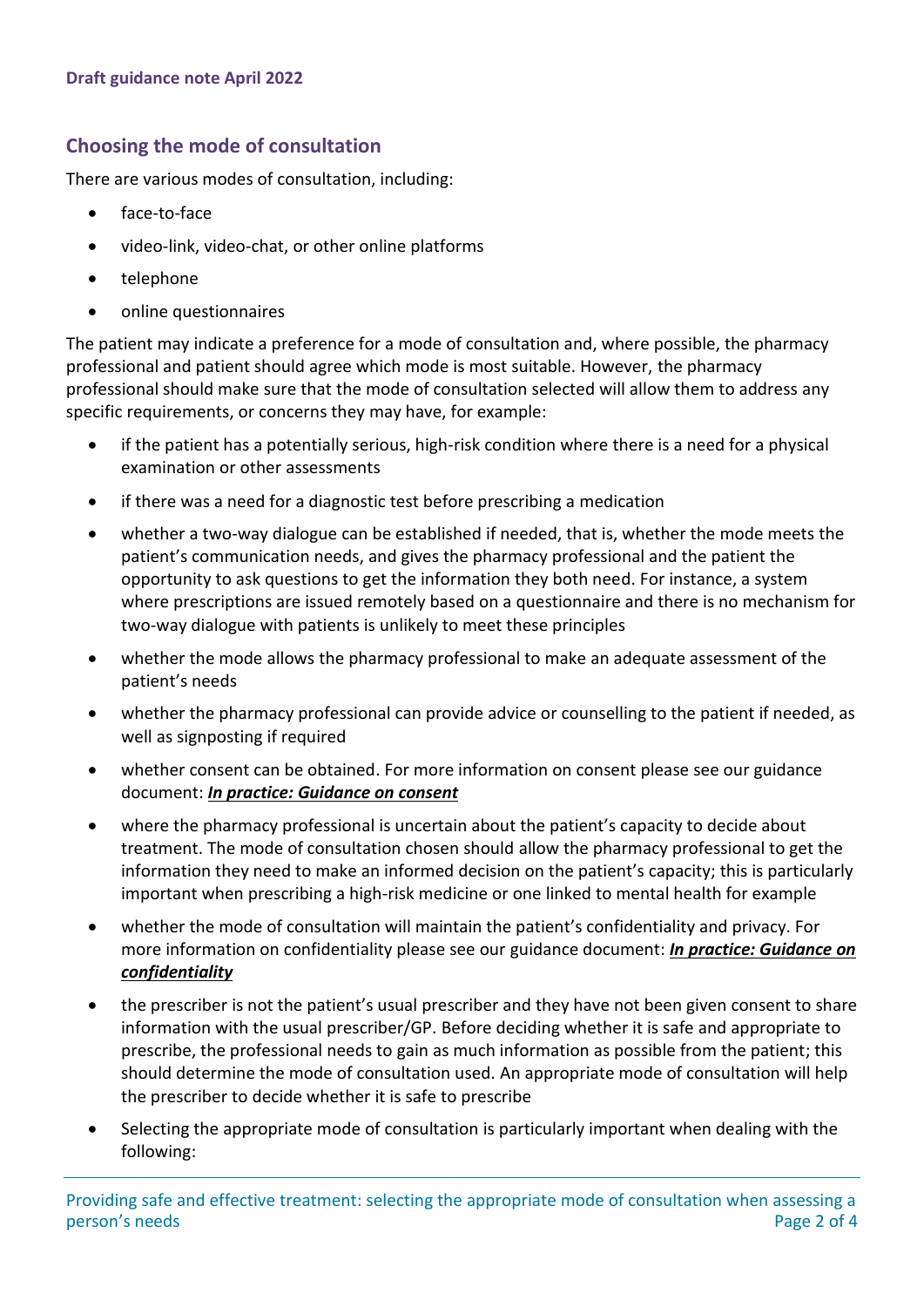Draft guidance note April 2022

## Choosing the mode of consultation

There are various modes of consultation, including:

- face-to-face
- video-link, video-chat, or other online platforms
- telephone
- online questionnaires

The patient may indicate a preference for a mode of consultation and, where possible, the pharmacy professional and patient should agree which mode is most suitable. However, the pharmacy professional should make sure that the mode of consultation selected will allow them to address any specific requirements, or concerns they may have, for example:

- if the patient has a potentially serious, high-risk condition where there is a need for a physical examination or other assessments
- if there was a need for a diagnostic test before prescribing a medication
- whether a two-way dialogue can be established if needed, that is, whether the mode meets the patient's communication needs, and gives the pharmacy professional and the patient the opportunity to ask questions to get the information they both need. For instance, a system where prescriptions are issued remotely based on a questionnaire and there is no mechanism for two-way dialogue with patients is unlikely to meet these principles
- whether the mode allows the pharmacy professional to make an adequate assessment of the patient's needs
- whether the pharmacy professional can provide advice or counselling to the patient if needed, as well as signposting if required
- whether consent can be obtained. For more information on consent please see our guidance document: ***In practice: Guidance on consent***
- where the pharmacy professional is uncertain about the patient's capacity to decide about treatment. The mode of consultation chosen should allow the pharmacy professional to get the information they need to make an informed decision on the patient's capacity; this is particularly important when prescribing a high-risk medicine or one linked to mental health for example
- whether the mode of consultation will maintain the patient's confidentiality and privacy. For more information on confidentiality please see our guidance document: ***In practice: Guidance on confidentiality***
- the prescriber is not the patient's usual prescriber and they have not been given consent to share information with the usual prescriber/GP. Before deciding whether it is safe and appropriate to prescribe, the professional needs to gain as much information as possible from the patient; this should determine the mode of consultation used. An appropriate mode of consultation will help the prescriber to decide whether it is safe to prescribe
- Selecting the appropriate mode of consultation is particularly important when dealing with the following: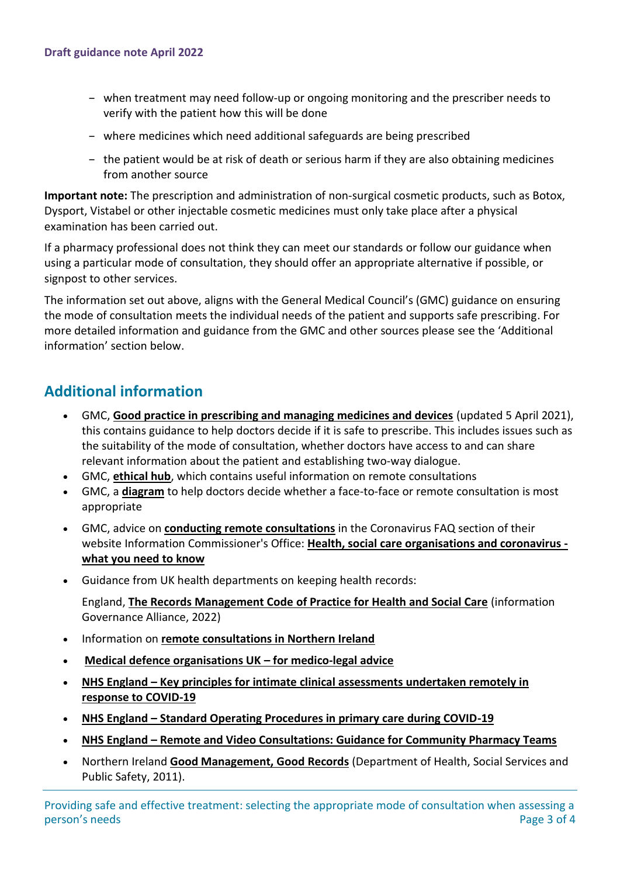- when treatment may need follow-up or ongoing monitoring and the prescriber needs to verify with the patient how this will be done
- where medicines which need additional safeguards are being prescribed
- the patient would be at risk of death or serious harm if they are also obtaining medicines from another source

**Important note:** The prescription and administration of non-surgical cosmetic products, such as Botox, Dysport, Vistabel or other injectable cosmetic medicines must only take place after a physical examination has been carried out.

If a pharmacy professional does not think they can meet our standards or follow our guidance when using a particular mode of consultation, they should offer an appropriate alternative if possible, or signpost to other services.

The information set out above, aligns with the General Medical Council's (GMC) guidance on ensuring the mode of consultation meets the individual needs of the patient and supports safe prescribing. For more detailed information and guidance from the GMC and other sources please see the 'Additional information' section below.

## Additional information

- GMC, **Good practice in prescribing and managing medicines and devices** (updated 5 April 2021), this contains guidance to help doctors decide if it is safe to prescribe. This includes issues such as the suitability of the mode of consultation, whether doctors have access to and can share relevant information about the patient and establishing two-way dialogue.
- GMC, **ethical hub**, which contains useful information on remote consultations
- GMC, a **diagram** to help doctors decide whether a face-to-face or remote consultation is most appropriate
- GMC, advice on **conducting remote consultations** in the Coronavirus FAQ section of their website Information Commissioner's Office: **Health, social care organisations and coronavirus - what you need to know**
- Guidance from UK health departments on keeping health records:

  England, **The Records Management Code of Practice for Health and Social Care** (information Governance Alliance, 2022)
- Information on **remote consultations in Northern Ireland**
- **Medical defence organisations UK – for medico-legal advice**
- **NHS England – Key principles for intimate clinical assessments undertaken remotely in response to COVID-19**
- **NHS England – Standard Operating Procedures in primary care during COVID-19**
- **NHS England – Remote and Video Consultations: Guidance for Community Pharmacy Teams**
- Northern Ireland **Good Management, Good Records** (Department of Health, Social Services and Public Safety, 2011).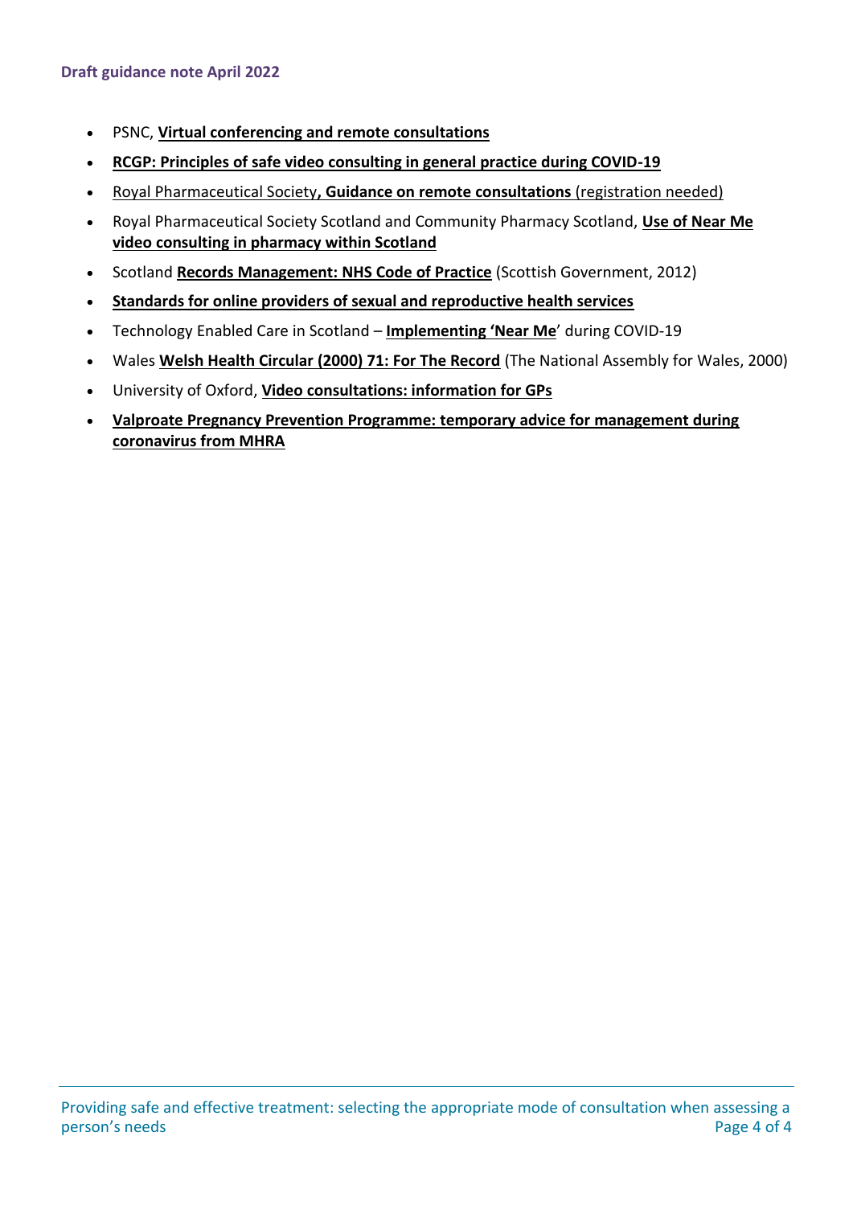- PSNC, **Virtual conferencing and remote consultations**
- **RCGP: Principles of safe video consulting in general practice during COVID-19**
- Royal Pharmaceutical Society**, Guidance on remote consultations** (registration needed)
- Royal Pharmaceutical Society Scotland and Community Pharmacy Scotland, **Use of Near Me video consulting in pharmacy within Scotland**
- Scotland **Records Management: NHS Code of Practice** (Scottish Government, 2012)
- **Standards for online providers of sexual and reproductive health services**
- Technology Enabled Care in Scotland – **Implementing 'Near Me**' during COVID-19
- Wales **Welsh Health Circular (2000) 71: For The Record** (The National Assembly for Wales, 2000)
- University of Oxford, **Video consultations: information for GPs**
- **Valproate Pregnancy Prevention Programme: temporary advice for management during coronavirus from MHRA**